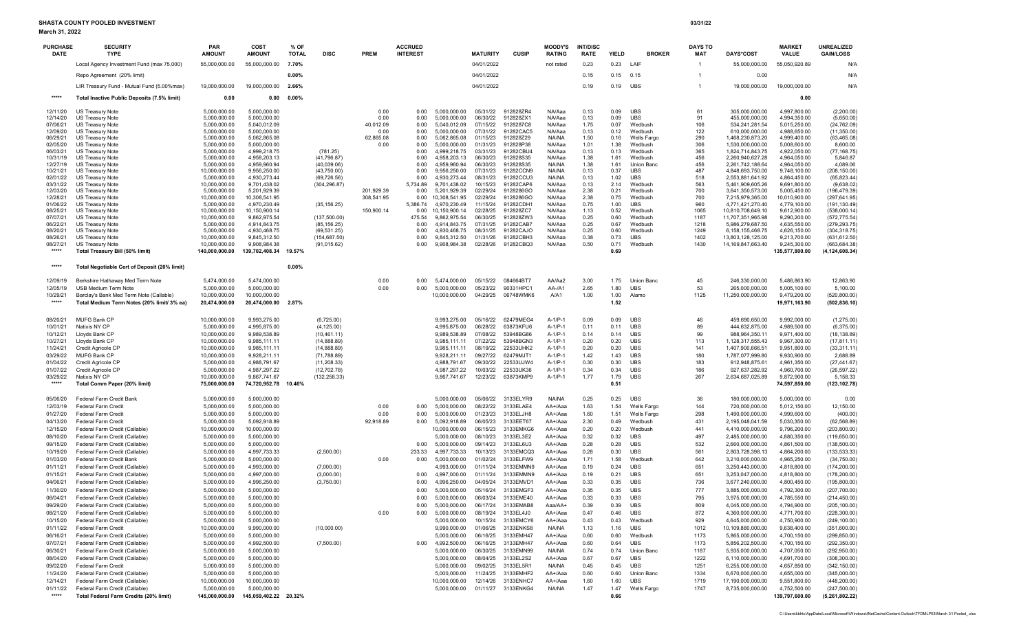**SHASTA COUNTY POOLED INVESTMENT**

**March 31, 2022**

03/31/22

| PURCHASE DATE | SECURITY TYPE | PAR AMOUNT | COST AMOUNT | % OF TOTAL | DISC | PREM | ACCRUED INTEREST | | MATURITY | CUSIP | MOODY'S RATING | INT/DISC RATE | YIELD | BROKER | DAYS TO MAT | DAYS*COST | MARKET VALUE | UNREALIZED GAIN/LOSS |
|---|---|---|---|---|---|---|---|---|---|---|---|---|---|---|---|---|---|---|
| | Local Agency Investment Fund (max 75,000) | 55,000,000.00 | 55,000,000.00 | 7.70% | | | | | 04/01/2022 | | not rated | 0.23 | 0.23 | LAIF | 1 | 55,000,000.00 | 55,050,920.89 | N/A |
| | Repo Agreement (20% limit) | | | 0.00% | | | | | 04/01/2022 | | | 0.15 | 0.15 | 0.15 | 1 | 0.00 | | N/A |
| | LIR Treasury Fund - Mutual Fund (5.00%max) | 19,000,000.00 | 19,000,000.00 | 2.66% | | | | | 04/01/2022 | | | 0.19 | 0.19 | UBS | 1 | 19,000,000.00 | 19,000,000.00 | N/A |
| ***** | Total Inactive Public Deposits (7.5% limit) | 0.00 | 0.00 | 0.00% | | | | | | | | | | | | | 0.00 | |
| 12/11/20 | US Treasury Note | 5,000,000.00 | 5,000,000.00 | | | 0.00 | 0.00 | 5,000,000.00 | 05/31/22 | 912828ZR4 | NA/Aaa | 0.13 | 0.09 | UBS | 61 | 305,000,000.00 | 4,997,800.00 | (2,200.00) |
| 12/14/20 | US Treasury Note | 5,000,000.00 | 5,000,000.00 | | | 0.00 | 0.00 | 5,000,000.00 | 06/30/22 | 912828ZX1 | NA/Aaa | 0.13 | 0.09 | UBS | 91 | 455,000,000.00 | 4,994,350.00 | (5,650.00) |
| 07/06/21 | US Treasury Note | 5,000,000.00 | 5,040,012.09 | | | 40,012.09 | 0.00 | 5,040,012.09 | 07/15/22 | 912828TC8 | NA/Aaa | 1.75 | 0.07 | Wedbush | 106 | 534,241,281.54 | 5,015,250.00 | (24,762.09) |
| 12/09/20 | US Treasury Note | 5,000,000.00 | 5,000,000.00 | | | 0.00 | 0.00 | 5,000,000.00 | 07/31/22 | 91282CAC5 | NA/Aaa | 0.13 | 0.12 | Wedbush | 122 | 610,000,000.00 | 4,988,650.00 | (11,350.00) |
| 06/29/21 | US Treasury Note | 5,000,000.00 | 5,062,865.08 | | | 62,865.08 | 0.00 | 5,062,865.08 | 01/15/23 | 912828Z29 | NA/NA | 1.50 | 0.16 | Wells Fargo | 290 | 1,468,230,873.20 | 4,999,400.00 | (63,465.08) |
| 02/05/20 | US Treasury Note | 5,000,000.00 | 5,000,000.00 | | | 0.00 | 0.00 | 5,000,000.00 | 01/31/23 | 912828P38 | NA/Aaa | 1.01 | 1.38 | Wedbush | 306 | 1,530,000,000.00 | 5,008,600.00 | 8,600.00 |
| 06/03/21 | US Treasury Note | 5,000,000.00 | 4,999,218.75 | | (781.25) | | 0.00 | 4,999,218.75 | 03/31/23 | 91282CBU4 | NA/Aaa | 0.13 | 0.13 | Wedbush | 365 | 1,824,714,843.75 | 4,922,050.00 | (77,168.75) |
| 10/31/19 | US Treasury Note | 5,000,000.00 | 4,958,203.13 | | (41,796.87) | | 0.00 | 4,958,203.13 | 06/30/23 | 912828S35 | NA/Aaa | 1.38 | 1.61 | Wedbush | 456 | 2,260,940,627.28 | 4,964,050.00 | 5,846.87 |
| 12/27/19 | US Treasury Note | 5,000,000.00 | 4,959,960.94 | | (40,039.06) | | 0.00 | 4,959,960.94 | 06/30/23 | 912828S35 | NA/NA | 1.38 | 1.61 | Union Banc | 456 | 2,261,742,188.64 | 4,964,050.00 | 4,089.06 |
| 10/21/21 | US Treasury Note | 10,000,000.00 | 9,956,250.00 | | (43,750.00) | | 0.00 | 9,956,250.00 | 07/31/23 | 91282CCN9 | NA/NA | 0.13 | 0.37 | UBS | 487 | 4,848,693,750.00 | 9,748,100.00 | (208,150.00) |
| 02/01/22 | US Treasury Note | 5,000,000.00 | 4,930,273.44 | | (69,726.56) | | 0.00 | 4,930,273.44 | 08/31/23 | 91282CCU3 | NA/NA | 0.13 | 1.02 | UBS | 518 | 2,553,881,641.92 | 4,864,450.00 | (65,823.44) |
| 03/31/22 | US Treasury Note | 10,000,000.00 | 9,701,438.02 | | (304,296.87) | | 5,734.89 | 9,701,438.02 | 10/15/23 | 91282CAP6 | NA/Aaa | 0.13 | 2.14 | Wedbush | 563 | 5,461,909,605.26 | 9,691,800.00 | (9,638.02) |
| 12/03/20 | US Treasury Note | 5,000,000.00 | 5,201,929.39 | | | 201,929.39 | 0.00 | 5,201,929.39 | 02/29/24 | 9128286GO | NA/Aaa | 2.38 | 0.21 | Wedbush | 700 | 3,641,350,573.00 | 5,005,450.00 | (196,479.39) |
| 12/28/21 | US Treasury Note | 10,000,000.00 | 10,308,541.95 | | | 308,541.95 | 0.00 | 10,308,541.95 | 02/29/24 | 9128286GO | NA/Aaa | 2.38 | 0.75 | Wedbush | 700 | 7,215,979,365.00 | 10,010,900.00 | (297,641.95) |
| 01/06/22 | US Treasury Note | 5,000,000.00 | 4,970,230.49 | | (35,156.25) | | 5,386.74 | 4,970,230.49 | 11/15/24 | 91282CDH1 | NA/Aaa | 0.75 | 1.00 | UBS | 960 | 4,771,421,270.40 | 4,779,100.00 | (191,130.49) |
| 08/25/21 | US Treasury Note | 10,000,000.00 | 10,150,900.14 | | | 150,900.14 | 0.00 | 10,150,900.14 | 02/28/25 | 912828ZC7 | NA/Aaa | 1.13 | 0.52 | Wedbush | 1065 | 10,810,708,649.10 | 9,612,900.00 | (538,000.14) |
| 07/07/21 | US Treasury Note | 10,000,000.00 | 9,862,975.54 | | (137,500.00) | | 475.54 | 9,862,975.54 | 06/30/25 | 912828ZW3 | NA/Aaa | 0.25 | 0.60 | Wedbush | 1187 | 11,707,351,965.98 | 9,290,200.00 | (572,775.54) |
| 06/22/21 | US Treasury Note | 5,000,000.00 | 4,914,843.75 | | (85,156.25) | | 0.00 | 4,914,843.75 | 07/31/25 | 91282CAB7 | NA/Aaa | 0.25 | 0.67 | Wedbush | 1218 | 5,986,279,687.50 | 4,635,550.00 | (279,293.75) |
| 08/20/21 | US Treasury Note | 5,000,000.00 | 4,930,468.75 | | (69,531.25) | | 0.00 | 4,930,468.75 | 08/31/25 | 91282CAJ0 | NA/Aaa | 0.25 | 0.60 | Wedbush | 1249 | 6,158,155,468.75 | 4,626,150.00 | (304,318.75) |
| 08/26/21 | US Treasury Note | 10,000,000.00 | 9,845,312.50 | | (154,687.50) | | 0.00 | 9,845,312.50 | 01/31/26 | 91282CBH3 | NA/Aaa | 0.38 | 0.73 | UBS | 1402 | 13,803,128,125.00 | 9,213,700.00 | (631,612.50) |
| 08/27/21 | US Treasury Note | 10,000,000.00 | 9,908,984.38 | | (91,015.62) | | 0.00 | 9,908,984.38 | 02/28/26 | 91282CBQ3 | NA/Aaa | 0.50 | 0.71 | Wedbush | 1430 | 14,169,847,663.40 | 9,245,300.00 | (663,684.38) |
| ***** | Total Treasury Bill (50% limit) | 140,000,000.00 | 139,702,408.34 | 19.57% | | | | | | | | | 0.69 | | | | 135,577,800.00 | (4,124,608.34) |
| ***** | Total Negotiable Cert of Deposit (20% limit) | | | 0.00% | | | | | | | | | | | | | | |
| 12/09/19 | Berkshire Hathaway Med Term Note | 5,474,000.00 | 5,474,000.00 | | | 0.00 | 0.00 | 5,474,000.00 | 05/15/22 | 084664BT7 | AA/Aa2 | 3.00 | 1.75 | Union Banc | 45 | 246,330,000.00 | 5,486,863.90 | 12,863.90 |
| 12/05/19 | USB Medium Term Note | 5,000,000.00 | 5,000,000.00 | | | 0.00 | 0.00 | 5,000,000.00 | 05/23/22 | 90331HPC1 | AA-/A1 | 2.65 | 1.80 | UBS | 53 | 265,000,000.00 | 5,005,100.00 | 5,100.00 |
| 10/29/21 | Barclay's Bank Med Term Note (Callable) | 10,000,000.00 | 10,000,000.00 | | | | | 10,000,000.00 | 04/29/25 | 06748WMK6 | A/A1 | 1.00 | 1.00 | Alamo | 1125 | 11,250,000,000.00 | 9,479,200.00 | (520,800.00) |
| ***** | Total Medium Term Notes (20% limit/ 3% ea) | 20,474,000.00 | 20,474,000.00 | 2.87% | | | | | | | | | 1.52 | | | | 19,971,163.90 | (502,836.10) |
| 08/20/21 | MUFG Bank CP | 10,000,000.00 | 9,993,275.00 | | (6,725.00) | | | 9,993,275.00 | 05/16/22 | 62479MEG4 | A-1/P-1 | 0.09 | 0.09 | UBS | 46 | 459,690,650.00 | 9,992,000.00 | (1,275.00) |
| 10/01/21 | Natixis NY CP | 5,000,000.00 | 4,995,875.00 | | (4,125.00) | | | 4,995,875.00 | 06/28/22 | 63873KFU6 | A-1/P-1 | 0.11 | 0.11 | UBS | 89 | 444,632,875.00 | 4,989,500.00 | (6,375.00) |
| 10/12/21 | Lloyds Bank CP | 10,000,000.00 | 9,989,538.89 | | (10,461.11) | | | 9,989,538.89 | 07/08/22 | 53948BG86 | A-1/P-1 | 0.14 | 0.14 | UBS | 99 | 988,964,350.11 | 9,971,400.00 | (18,138.89) |
| 10/27/21 | Lloyds Bank CP | 10,000,000.00 | 9,985,111.11 | | (14,888.89) | | | 9,985,111.11 | 07/22/22 | 53948BGN3 | A-1/P-1 | 0.20 | 0.20 | UBS | 113 | 1,128,317,555.43 | 9,967,300.00 | (17,811.11) |
| 11/24/21 | Credit Agricole CP | 10,000,000.00 | 9,985,111.11 | | (14,888.89) | | | 9,985,111.11 | 08/19/22 | 22533UHK2 | A-1/P-1 | 0.20 | 0.20 | UBS | 141 | 1,407,900,666.51 | 9,951,800.00 | (33,311.11) |
| 03/29/22 | MUFG Bank CP | 10,000,000.00 | 9,928,211.11 | | (71,788.89) | | | 9,928,211.11 | 09/27/22 | 62479MJT1 | A-1/P-1 | 1.42 | 1.43 | UBS | 180 | 1,787,077,999.80 | 9,930,900.00 | 2,688.89 |
| 01/04/22 | Credit Agricole CP | 5,000,000.00 | 4,988,791.67 | | (11,208.33) | | | 4,988,791.67 | 09/30/22 | 22533UJW4 | A-1/P-1 | 0.30 | 0.30 | UBS | 183 | 912,948,875.61 | 4,961,350.00 | (27,441.67) |
| 01/07/22 | Credit Agricole CP | 5,000,000.00 | 4,987,297.22 | | (12,702.78) | | | 4,987,297.22 | 10/03/22 | 22533UK36 | A-1/P-1 | 0.34 | 0.34 | UBS | 186 | 927,637,282.92 | 4,960,700.00 | (26,597.22) |
| 03/29/22 | Natixis NY CP | 10,000,000.00 | 9,867,741.67 | | (132,258.33) | | | 9,867,741.67 | 12/23/22 | 63873KMP9 | A-1/P-1 | 1.77 | 1.79 | UBS | 267 | 2,634,687,025.89 | 9,872,900.00 | 5,158.33 |
| ***** | Total Comm Paper (20% limit) | 75,000,000.00 | 74,720,952.78 | 10.46% | | | | | | | | | 0.51 | | | | 74,597,850.00 | (123,102.78) |
| 05/06/20 | Federal Farm Credit Bank | 5,000,000.00 | 5,000,000.00 | | | | | 5,000,000.00 | 05/06/22 | 3133ELYR9 | NA/NA | 0.25 | 0.25 | UBS | 36 | 180,000,000.00 | 5,000,000.00 | 0.00 |
| 12/03/19 | Federal Farm Credit | 5,000,000.00 | 5,000,000.00 | | | 0.00 | 0.00 | 5,000,000.00 | 08/22/22 | 3133ELAE4 | AA+/Aaa | 1.63 | 1.54 | Wells Fargo | 144 | 720,000,000.00 | 5,012,150.00 | 12,150.00 |
| 01/27/20 | Federal Farm Credit | 5,000,000.00 | 5,000,000.00 | | | 0.00 | 0.00 | 5,000,000.00 | 01/23/23 | 3133ELJH8 | AA+/Aaa | 1.60 | 1.51 | Wells Fargo | 298 | 1,490,000,000.00 | 4,999,600.00 | (400.00) |
| 04/13/20 | Federal Farm Credit | 5,000,000.00 | 5,092,918.89 | | | 92,918.89 | 0.00 | 5,092,918.89 | 06/05/23 | 3133EET67 | AA+/Aaa | 2.30 | 0.49 | Wedbush | 431 | 2,195,048,041.59 | 5,030,350.00 | (62,568.89) |
| 12/15/20 | Federal Farm Credit (Callable) | 10,000,000.00 | 10,000,000.00 | | | | | 10,000,000.00 | 06/15/23 | 3133EMKG6 | AA+/Aaa | 0.20 | 0.20 | Wedbush | 441 | 4,410,000,000.00 | 9,796,200.00 | (203,800.00) |
| 08/10/20 | Federal Farm Credit (Callable) | 5,000,000.00 | 5,000,000.00 | | | | | 5,000,000.00 | 08/10/23 | 3133EL3E2 | AA+/Aaa | 0.32 | 0.32 | UBS | 497 | 2,485,000,000.00 | 4,880,350.00 | (119,650.00) |
| 09/15/20 | Federal Farm Credit (Callable) | 5,000,000.00 | 5,000,000.00 | | | | 0.00 | 5,000,000.00 | 09/14/23 | 3133EL6U3 | AA+/Aaa | 0.28 | 0.28 | UBS | 532 | 2,660,000,000.00 | 4,861,500.00 | (138,500.00) |
| 10/19/20 | Federal Farm Credit (Callable) | 5,000,000.00 | 4,997,733.33 | | (2,500.00) | | 233.33 | 4,997,733.33 | 10/13/23 | 3133EMCQ3 | AA+/Aaa | 0.28 | 0.30 | UBS | 561 | 2,803,728,398.13 | 4,864,200.00 | (133,533.33) |
| 01/03/20 | Federal Farm Credit Bank | 5,000,000.00 | 5,000,000.00 | | | 0.00 | 0.00 | 5,000,000.00 | 01/02/24 | 3133ELFW9 | AA+/Aaa | 1.71 | 1.58 | Wedbush | 642 | 3,210,000,000.00 | 4,965,250.00 | (34,750.00) |
| 01/11/21 | Federal Farm Credit (Callable) | 5,000,000.00 | 4,993,000.00 | | (7,000.00) | | | 4,993,000.00 | 01/11/24 | 3133EMMN9 | AA+/Aaa | 0.19 | 0.24 | UBS | 651 | 3,250,443,000.00 | 4,818,800.00 | (174,200.00) |
| 01/15/21 | Federal Farm Credit (Callable) | 5,000,000.00 | 4,997,000.00 | | (3,000.00) | | 0.00 | 4,997,000.00 | 01/11/24 | 3133EMMN9 | AA+/Aaa | 0.19 | 0.21 | UBS | 651 | 3,253,047,000.00 | 4,818,800.00 | (178,200.00) |
| 04/06/21 | Federal Farm Credit (Callable) | 5,000,000.00 | 4,996,250.00 | | (3,750.00) | | 0.00 | 4,996,250.00 | 04/05/24 | 3133EMVD1 | AA+/Aaa | 0.33 | 0.35 | UBS | 736 | 3,677,240,000.00 | 4,800,450.00 | (195,800.00) |
| 11/30/20 | Federal Farm Credit (Callable) | 5,000,000.00 | 5,000,000.00 | | | | 0.00 | 5,000,000.00 | 05/16/24 | 3133EMGF3 | AA+/Aaa | 0.35 | 0.35 | UBS | 777 | 3,885,000,000.00 | 4,792,300.00 | (207,700.00) |
| 06/04/21 | Federal Farm Credit (Callable) | 5,000,000.00 | 5,000,000.00 | | | | 0.00 | 5,000,000.00 | 06/03/24 | 3133EME40 | AA+/Aaa | 0.33 | 0.33 | UBS | 795 | 3,975,000,000.00 | 4,785,550.00 | (214,450.00) |
| 09/29/20 | Federal Farm Credit (Callable) | 5,000,000.00 | 5,000,000.00 | | | | 0.00 | 5,000,000.00 | 06/17/24 | 3133EMAB8 | Aaa/AA+ | 0.39 | 0.39 | UBS | 809 | 4,045,000,000.00 | 4,794,900.00 | (205,100.00) |
| 08/21/20 | Federal Farm Credit (Callable) | 5,000,000.00 | 5,000,000.00 | | | 0.00 | 0.00 | 5,000,000.00 | 08/19/24 | 3133EL4J0 | AA+/Aaa | 0.47 | 0.46 | UBS | 872 | 4,360,000,000.00 | 4,771,700.00 | (228,300.00) |
| 10/15/20 | Federal Farm Credit (Callable) | 5,000,000.00 | 5,000,000.00 | | | | | 5,000,000.00 | 10/15/24 | 3133EMCY6 | AA+/Aaa | 0.43 | 0.43 | Wedbush | 929 | 4,645,000,000.00 | 4,750,900.00 | (249,100.00) |
| 01/11/22 | Federal Farm Credit | 10,000,000.00 | 9,990,000.00 | | (10,000.00) | | | 9,990,000.00 | 01/06/25 | 3133ENKS8 | NA/NA | 1.13 | 1.16 | UBS | 1012 | 10,109,880,000.00 | 9,638,400.00 | (351,600.00) |
| 06/16/21 | Federal Farm Credit (Callable) | 5,000,000.00 | 5,000,000.00 | | | | | 5,000,000.00 | 06/16/25 | 3133EMH47 | AA+/Aaa | 0.60 | 0.60 | Wedbush | 1173 | 5,865,000,000.00 | 4,700,150.00 | (299,850.00) |
| 07/07/21 | Federal Farm Credit (Callable) | 5,000,000.00 | 4,992,500.00 | | (7,500.00) | | 0.00 | 4,992,500.00 | 06/16/25 | 3133EMH47 | AA+/Aaa | 0.60 | 0.64 | UBS | 1173 | 5,856,202,500.00 | 4,700,150.00 | (292,350.00) |
| 06/30/21 | Federal Farm Credit (Callable) | 5,000,000.00 | 5,000,000.00 | | | | | 5,000,000.00 | 06/30/25 | 3133EMN99 | NA/NA | 0.74 | 0.74 | Union Banc | 1187 | 5,935,000,000.00 | 4,707,050.00 | (292,950.00) |
| 08/04/20 | Federal Farm Credit (Callable) | 5,000,000.00 | 5,000,000.00 | | | | | 5,000,000.00 | 08/04/25 | 3133EL2S2 | AA+/Aaa | 0.67 | 0.67 | UBS | 1222 | 6,110,000,000.00 | 4,691,700.00 | (308,300.00) |
| 09/02/20 | Federal Farm Credit | 5,000,000.00 | 5,000,000.00 | | | | | 5,000,000.00 | 09/02/25 | 3133EL5R1 | NA/NA | 0.45 | 0.45 | UBS | 1251 | 6,255,000,000.00 | 4,657,850.00 | (342,150.00) |
| 11/24/20 | Federal Farm Credit (Callable) | 5,000,000.00 | 5,000,000.00 | | | | | 5,000,000.00 | 11/24/25 | 3133EMHF2 | AA+/Aaa | 0.60 | 0.60 | Union Banc | 1334 | 6,670,000,000.00 | 4,655,000.00 | (345,000.00) |
| 12/14/21 | Federal Farm Credit (Callable) | 10,000,000.00 | 10,000,000.00 | | | | | 10,000,000.00 | 12/14/26 | 3133ENHC7 | AA+/Aaa | 1.60 | 1.60 | UBS | 1719 | 17,190,000,000.00 | 9,551,800.00 | (448,200.00) |
| 01/11/22 | Federal Farm Credit (Callable) | 5,000,000.00 | 5,000,000.00 | | | | | 5,000,000.00 | 01/11/27 | 3133ENKG4 | NA/NA | 1.47 | 1.47 | Wells Fargo | 1747 | 8,735,000,000.00 | 4,752,500.00 | (247,500.00) |
| ***** | Total Federal Farm Credits (20% limit) | 145,000,000.00 | 145,059,422.22 | 20.32% | | | | | | | | | 0.66 | | | | 139,797,600.00 | (5,261,802.22) |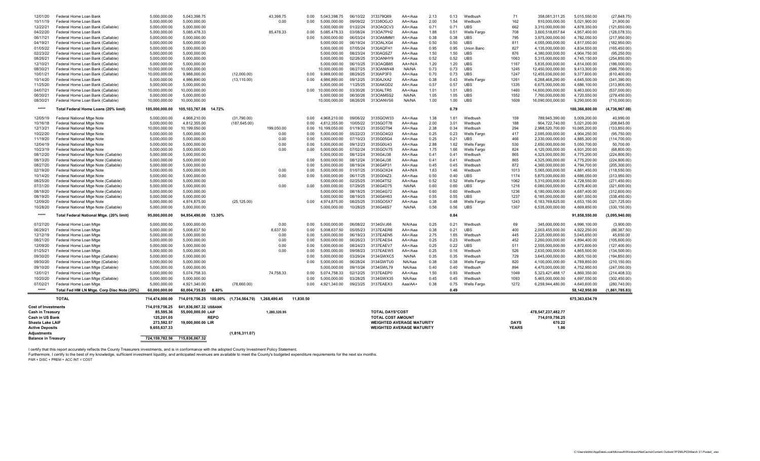| | | | | | | | | | | | | | | | | | | |
|---|---|---|---|---|---|---|---|---|---|---|---|---|---|---|---|---|---|---|
| 12/01/20 | Federal Home Loan Bank | 5,000,000.00 | 5,043,398.75 | | | 43,398.75 | 0.00 | 5,043,398.75 | 06/10/22 | 313379Q69 | AA+/Aaa | 2.13 | 0.13 | Wedbush | 71 | 358,081,311.25 | 5,015,550.00 | (27,848.75) |
| 10/11/19 | Federal Home Loan Bank | 5,000,000.00 | 5,000,000.00 | | | 0.00 | 0.00 | 5,000,000.00 | 09/09/22 | 31338OGJO | AA+/Aaa | 2.00 | 1.54 | Wedbush | 162 | 810,000,000.00 | 5,021,900.00 | 21,900.00 |
| 12/22/21 | Federal Home Loan Bank (Callable) | 5,000,000.00 | 5,000,000.00 | | | | | 5,000,000.00 | 01/22/24 | 3130AQCV3 | AA+/Aaa | 0.71 | 0.71 | UBS | 662 | 3,310,000,000.00 | 4,878,350.00 | (121,650.00) |
| 04/22/20 | Federal Home Loan Bank | 5,000,000.00 | 5,085,478.33 | | | 85,478.33 | 0.00 | 5,085,478.33 | 03/08/24 | 3130A7PH2 | AA+/Aaa | 1.88 | 0.51 | Wells Fargo | 708 | 3,600,518,657.64 | 4,957,400.00 | (128,078.33) |
| 06/17/21 | Federal Home Loan Bank (Callable) | 5,000,000.00 | 5,000,000.00 | | | | 0.00 | 5,000,000.00 | 06/03/24 | 3130AMMM1 | AA+/Aaa | 0.38 | 0.38 | UBS | 795 | 3,975,000,000.00 | 4,782,050.00 | (217,950.00) |
| 04/19/21 | Federal Home Loan Bank (Callable) | 5,000,000.00 | 5,000,000.00 | | | | | 5,000,000.00 | 06/19/24 | 3130ALXG4 | AA+/Aaa | 0.50 | 0.50 | UBS | 811 | 4,055,000,000.00 | 4,817,050.00 | (182,950.00) |
| 01/05/22 | Federal Home Loan Bank (Callable) | 5,000,000.00 | 5,000,000.00 | | | | | 5,000,000.00 | 07/05/24 | 3130AQFH1 | AA+/Aaa | 0.95 | 0.95 | Union Banc | 827 | 4,135,000,000.00 | 4,834,550.00 | (165,450.00) |
| 02/23/22 | Federal Home Loan Bank (Callable) | 5,000,000.00 | 5,000,000.00 | | | | | 5,000,000.00 | 08/23/24 | 3130AQSZ7 | AA+/Aaa | 1.50 | 1.50 | UBS | 876 | 4,380,000,000.00 | 4,904,750.00 | (95,250.00) |
| 08/26/21 | Federal Home Loan Bank (Callable) | 5,000,000.00 | 5,000,000.00 | | | | | 5,000,000.00 | 02/26/25 | 3130ANHY9 | AA+/Aaa | 0.52 | 0.52 | UBS | 1063 | 5,315,000,000.00 | 4,745,150.00 | (254,850.00) |
| 12/10/21 | Federal Home Loan Bank (Callable) | 5,000,000.00 | 5,000,000.00 | | | | | 5,000,000.00 | 06/10/25 | 3130AQB85 | AA+/N/A | 1.20 | 1.20 | UBS | 1167 | 5,835,000,000.00 | 4,814,000.00 | (186,000.00) |
| 08/30/21 | Federal Home Loan Bank (Callable) | 10,000,000.00 | 10,000,000.00 | | | | | 10,000,000.00 | 08/27/25 | 3130ANW48 | NA/NA | 0.73 | 0.73 | UBS | 1245 | 12,450,000,000.00 | 9,413,300.00 | (586,700.00) |
| 10/01/21 | Federal Home Loan Bank (Callable) | 10,000,000.00 | 9,988,000.00 | | (12,000.00) | | 0.00 | 9,988,000.00 | 08/29/25 | 3130AP3F0 | AA+/Aaa | 0.70 | 0.73 | UBS | 1247 | 12,455,036,000.00 | 9,377,600.00 | (610,400.00) |
| 10/14/20 | Federal Home Loan Bank | 5,000,000.00 | 4,986,890.00 | | (13,110.00) | | 0.00 | 4,986,890.00 | 09/12/25 | 3130AJXA2 | AA+/Aaa | 0.38 | 0.43 | Wells Fargo | 1261 | 6,288,468,290.00 | 4,645,500.00 | (341,390.00) |
| 11/25/20 | Federal Home Loan Bank (Callable) | 5,000,000.00 | 5,000,000.00 | | | | | 5,000,000.00 | 11/25/25 | 3130AKGD2 | AA+/Aaa | 0.57 | 0.57 | UBS | 1335 | 6,675,000,000.00 | 4,686,100.00 | (313,900.00) |
| 04/07/21 | Federal Home Loan Bank (Callable) | 10,000,000.00 | 10,000,000.00 | | | | 0.00 | 10,000,000.00 | 03/30/26 | 3130ALTR5 | AA+/Aaa | 1.01 | 1.01 | UBS | 1460 | 14,600,000,000.00 | 9,463,000.00 | (537,000.00) |
| 06/30/21 | Federal Home Loan Bank (Callable) | 5,000,000.00 | 5,000,000.00 | | | | | 5,000,000.00 | 06/30/26 | 3130AMSS2 | NA/NA | 1.05 | 1.05 | UBS | 1552 | 7,760,000,000.00 | 4,720,550.00 | (279,450.00) |
| 08/30/21 | Federal Home Loan Bank (Callable) | 10,000,000.00 | 10,000,000.00 | | | | | 10,000,000.00 | 08/26/26 | 3130ANVS6 | NA/NA | 1.00 | 1.00 | UBS | 1609 | 16,090,000,000.00 | 9,290,000.00 | (710,000.00) |
| ***** | **Total Federal Home Loans (20% limit)** | **105,000,000.00** | **105,103,767.08** | **14.72%** | | | | | | | | | **0.79** | | | | **100,366,800.00** | **(4,736,967.08)** |
| 12/05/19 | Federal National Mtge Note | 5,000,000.00 | 4,968,210.00 | | (31,790.00) | | 0.00 | 4,968,210.00 | 09/06/22 | 3135G0W33 | AA+/Aaa | 1.38 | 1.61 | Wedbush | 159 | 789,945,390.00 | 5,009,200.00 | 40,990.00 |
| 10/16/18 | Federal National Mtge Note | 5,000,000.00 | 4,812,355.00 | | (187,645.00) | | 0.00 | 4,812,355.00 | 10/05/22 | 3135G0T78 | AA+/Aaa | 2.00 | 3.01 | Wedbush | 188 | 904,722,740.00 | 5,021,200.00 | 208,845.00 |
| 12/13/21 | Federal National Mtge Note | 10,000,000.00 | 10,199,050.00 | | | 199,050.00 | 0.00 | 10,199,050.00 | 01/19/23 | 3135G0T94 | AA+/Aaa | 2.38 | 0.34 | Wedbush | 294 | 2,998,520,700.00 | 10,065,200.00 | (133,850.00) |
| 10/22/20 | Federal National Mtge Note | 5,000,000.00 | 5,000,000.00 | | | 0.00 | 0.00 | 5,000,000.00 | 05/22/23 | 3135G04Q3 | AA+/Aaa | 0.25 | 0.23 | Wells Fargo | 417 | 2,085,000,000.00 | 4,904,250.00 | (95,750.00) |
| 11/19/20 | Federal National Mtge Note | 5,000,000.00 | 5,000,000.00 | | | 0.00 | 0.00 | 5,000,000.00 | 07/10/23 | 3135G05G4 | AA+/Aaa | 0.25 | 0.21 | UBS | 466 | 2,330,000,000.00 | 4,885,300.00 | (114,700.00) |
| 12/04/19 | Federal National Mtge Note | 5,000,000.00 | 5,000,000.00 | | | 0.00 | 0.00 | 5,000,000.00 | 09/12/23 | 3135G0U43 | AA+/Aaa | 2.88 | 1.62 | Wells Fargo | 530 | 2,650,000,000.00 | 5,050,700.00 | 50,700.00 |
| 10/23/19 | Federal National Mtge Note | 5,000,000.00 | 5,000,000.00 | | | 0.00 | 0.00 | 5,000,000.00 | 07/02/24 | 3135G0V75 | AA+/Aaa | 1.75 | 1.66 | Wells Fargo | 824 | 4,120,000,000.00 | 4,931,200.00 | (68,800.00) |
| 08/12/20 | Federal National Mtge Note (Callable) | 5,000,000.00 | 5,000,000.00 | | | | | 5,000,000.00 | 08/12/24 | 3136G4J38 | AA+/Aaa | 0.41 | 0.41 | Wedbush | 865 | 4,325,000,000.00 | 4,775,200.00 | (224,800.00) |
| 08/13/20 | Federal National Mtge Note (Callable) | 5,000,000.00 | 5,000,000.00 | | | | 0.00 | 5,000,000.00 | 08/12/24 | 3136G4J38 | AA+/Aaa | 0.41 | 0.41 | Wedbush | 865 | 4,325,000,000.00 | 4,775,200.00 | (224,800.00) |
| 08/27/20 | Federal National Mtge Note (Callable) | 5,000,000.00 | 5,000,000.00 | | | | 0.00 | 5,000,000.00 | 08/19/24 | 3136G4P31 | AA+/Aaa | 0.45 | 0.45 | Wedbush | 872 | 4,360,000,000.00 | 4,794,700.00 | (205,300.00) |
| 02/19/20 | Federal National Mtge Note | 5,000,000.00 | 5,000,000.00 | | | 0.00 | 0.00 | 5,000,000.00 | 01/07/25 | 3135G0X24 | AA+/N/A | 1.63 | 1.46 | Wedbush | 1013 | 5,065,000,000.00 | 4,881,450.00 | (118,550.00) |
| 10/14/20 | Federal National Mtge Note | 5,000,000.00 | 5,000,000.00 | | | 0.00 | 0.00 | 5,000,000.00 | 06/17/25 | 3135G04Z3 | AA+/Aaa | 0.50 | 0.40 | UBS | 1174 | 5,870,000,000.00 | 4,686,050.00 | (313,950.00) |
| 08/25/20 | Federal National Mtge Note (Callable) | 5,000,000.00 | 5,000,000.00 | | | | | 5,000,000.00 | 02/25/25 | 3136G4T52 | AA+/Aaa | 0.52 | 0.52 | Wells Fargo | 1062 | 5,310,000,000.00 | 4,728,550.00 | (271,450.00) |
| 07/31/20 | Federal National Mtge Note (Callable) | 5,000,000.00 | 5,000,000.00 | | | 0.00 | 0.00 | 5,000,000.00 | 07/29/25 | 3136G4D75 | NA/NA | 0.60 | 0.60 | UBS | 1216 | 6,080,000,000.00 | 4,678,400.00 | (321,600.00) |
| 08/18/20 | Federal National Mtge Note (Callable) | 5,000,000.00 | 5,000,000.00 | | | | | 5,000,000.00 | 08/18/25 | 3136G4G72 | AA+/Aaa | 0.60 | 0.60 | Wedbush | 1236 | 6,180,000,000.00 | 4,687,400.00 | (312,600.00) |
| 08/19/20 | Federal National Mtge Note (Callable) | 5,000,000.00 | 5,000,000.00 | | | | | 5,000,000.00 | 08/19/25 | 3136G4H63 | AA+/Aaa | 0.55 | 0.55 | UBS | 1237 | 6,185,000,000.00 | 4,661,550.00 | (338,450.00) |
| 12/09/20 | Federal National Mtge Note | 5,000,000.00 | 4,974,875.00 | | (25,125.00) | | 0.00 | 4,974,875.00 | 08/25/25 | 3135G05X7 | AA+/Aaa | 0.38 | 0.48 | Wells Fargo | 1243 | 6,183,769,625.00 | 4,653,150.00 | (321,725.00) |
| 10/28/20 | Federal National Mtge Note (Callable) | 5,000,000.00 | 5,000,000.00 | | | | | 5,000,000.00 | 10/28/25 | 3136G46S7 | NA/NA | 0.56 | 0.56 | UBS | 1307 | 6,535,000,000.00 | 4,669,850.00 | (330,150.00) |
| ***** | **Total Federal National Mtge. (20% limit)** | **95,000,000.00** | **94,954,490.00** | **13.30%** | | | | | | | | | **0.84** | | | | **91,858,550.00** | **(3,095,940.00)** |
| 07/27/20 | Federal Home Loan Mtge | 5,000,000.00 | 5,000,000.00 | | | 0.00 | 0.00 | 5,000,000.00 | 06/08/22 | 3134GVJ66 | N/A/Aaa | 0.25 | 0.21 | Wedbush | 69 | 345,000,000.00 | 4,996,100.00 | (3,900.00) |
| 06/29/21 | Federal Home Loan Mtge | 5,000,000.00 | 5,008,637.50 | | | 8,637.50 | 0.00 | 5,008,637.50 | 05/05/23 | 3137EAER6 | AA+/Aaa | 0.38 | 0.21 | UBS | 400 | 2,003,455,000.00 | 4,922,250.00 | (86,387.50) |
| 12/12/19 | Federal Home Loan Mtge | 5,000,000.00 | 5,000,000.00 | | | 0.00 | 0.00 | 5,000,000.00 | 06/19/23 | 3137EAEN5 | AA+/Aaa | 2.75 | 1.65 | Wedbush | 445 | 2,225,000,000.00 | 5,045,650.00 | 45,650.00 |
| 08/21/20 | Federal Home Loan Mtge | 5,000,000.00 | 5,000,000.00 | | | 0.00 | 0.00 | 5,000,000.00 | 06/26/23 | 3137EAES4 | AA+/Aaa | 0.25 | 0.23 | Wedbush | 452 | 2,260,000,000.00 | 4,894,400.00 | (105,600.00) |
| 12/09/20 | Federal Home Loan Mtge | 5,000,000.00 | 5,000,000.00 | | | 0.00 | 0.00 | 5,000,000.00 | 08/24/23 | 3137EAEV7 | AA+/Aaa | 0.25 | 0.22 | UBS | 511 | 2,555,000,000.00 | 4,872,600.00 | (127,400.00) |
| 01/25/21 | Federal Home Loan Mtge. | 5,000,000.00 | 5,000,000.00 | | | 0.00 | 0.00 | 5,000,000.00 | 09/08/23 | 3137EAEW5 | AA+/Aaa | 0.25 | 0.16 | Wedbush | 526 | 2,630,000,000.00 | 4,865,500.00 | (134,500.00) |
| 09/30/20 | Federal Home Loan Mtge (Callable) | 5,000,000.00 | 5,000,000.00 | | | | 0.00 | 5,000,000.00 | 03/29/24 | 3134GWXC5 | NA/NA | 0.35 | 0.35 | Wedbush | 729 | 3,645,000,000.00 | 4,805,150.00 | (194,850.00) |
| 09/30/20 | Federal Home Loan Mtge (Callable) | 5,000,000.00 | 5,000,000.00 | | | | 0.00 | 5,000,000.00 | 06/28/24 | 3134GWTU0 | NA/Aaa | 0.38 | 0.38 | Wells Fargo | 820 | 4,100,000,000.00 | 4,789,850.00 | (210,150.00) |
| 09/10/20 | Federal Home Loan Mtge (Callable) | 5,000,000.00 | 5,000,000.00 | | | | | 5,000,000.00 | 09/10/24 | 3134GWL79 | NA/Aaa | 0.40 | 0.40 | Wedbush | 894 | 4,470,000,000.00 | 4,752,950.00 | (247,050.00) |
| 12/01/21 | Federal Home Loan Mtge | 5,000,000.00 | 5,074,758.33 | | | 74,758.33 | 0.00 | 5,074,758.33 | 02/12/25 | 3137EAEP0 | AA+/Aaa | 1.50 | 0.93 | Wedbush | 1049 | 5,323,421,488.17 | 4,860,350.00 | (214,408.33) |
| 10/20/20 | Federal Home Loan Mtge (Callable) | 5,000,000.00 | 5,000,000.00 | | | | 0.00 | 5,000,000.00 | 03/28/25 | 3134GWX35 | NA/Aaa | 0.45 | 0.45 | Wedbush | 1093 | 5,465,000,000.00 | 4,697,550.00 | (302,450.00) |
| 07/02/21 | Federal Home Loan Mtge | 5,000,000.00 | 4,921,340.00 | | (78,660.00) | | 0.00 | 4,921,340.00 | 09/23/25 | 3137EAEX3 | Aaa/AA+ | 0.38 | 0.75 | Wells Fargo | 1272 | 6,259,944,480.00 | 4,640,600.00 | (280,740.00) |
| ***** | **Total Fed HM LN Mtge. Corp Disc Note (20%)** | **60,000,000.00** | **60,004,735.83** | **8.40%** | | | | | | | | | **0.49** | | | | **58,142,950.00** | **(1,861,785.83)** |
| | **TOTAL** | **714,474,000.00** | **714,019,756.25** | **100.00%** | **(1,734,564.70)** | **1,268,490.45** | **11,830.50** | | | | | | | | | | **675,363,634.79** | |

| | | | | |
|---|---|---|---|---|
| **Cost of Investments** | 714,019,756.25 | 641,836,067.32 USBANK | | |
| **Cash in Treasury** | 85,595.36 | 55,000,000.00 LAIF | | 1,280,320.95 |
| **Cash in US Bank** | 125,201.05 | REPO | | |
| **Shasta Lake LAIF** | 273,592.57 | 19,000,000.00 LIR | | |
| **Active Deposits** | 9,655,637.33 | | | |
| **Adjustments** | | | (1,816,311.07) | |
| **Balance in Treasury** | 724,159,782.56 | 715,836,067.32 | | |

| | | |
|---|---|---|
| **TOTAL DAYS*COST** | | 478,547,237,482.77 |
| **TOTAL COST AMOUNT** | | 714,019,756.25 |
| **WEIGHTED AVERAGE MATURITY** | **DAYS** | 670.22 |
| **WEIGHTED AVERAGE MATURITY** | **YEARS** | 1.86 |

I certify that this report accurately reflects the County Treasurers investments, and is in conformance with the adopted County Investment Policy Statement.
Furthermore, I certify to the best of my knowledge, sufficient investment liquidity, and anticipated revenues are available to meet the County's budgeted expenditure requirements for the next six months.
PAR + DISC + PREM + ACC INT = COST